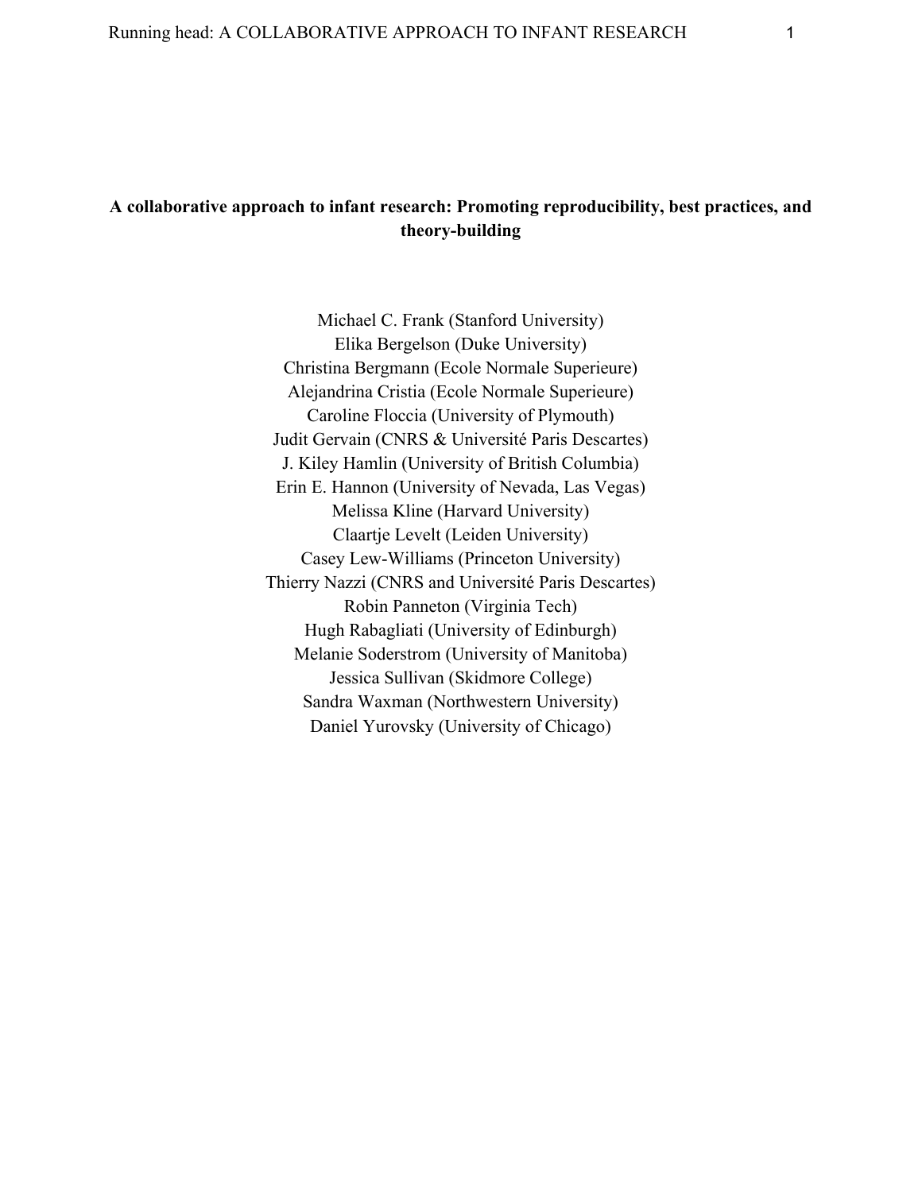# A collaborative approach to infant research: Promoting reproducibility, best practices, and theory-building

Michael C. Frank (Stanford University)
Elika Bergelson (Duke University)
Christina Bergmann (Ecole Normale Superieure)
Alejandrina Cristia (Ecole Normale Superieure)
Caroline Floccia (University of Plymouth)
Judit Gervain (CNRS & Université Paris Descartes)
J. Kiley Hamlin (University of British Columbia)
Erin E. Hannon (University of Nevada, Las Vegas)
Melissa Kline (Harvard University)
Claartje Levelt (Leiden University)
Casey Lew-Williams (Princeton University)
Thierry Nazzi (CNRS and Université Paris Descartes)
Robin Panneton (Virginia Tech)
Hugh Rabagliati (University of Edinburgh)
Melanie Soderstrom (University of Manitoba)
Jessica Sullivan (Skidmore College)
Sandra Waxman (Northwestern University)
Daniel Yurovsky (University of Chicago)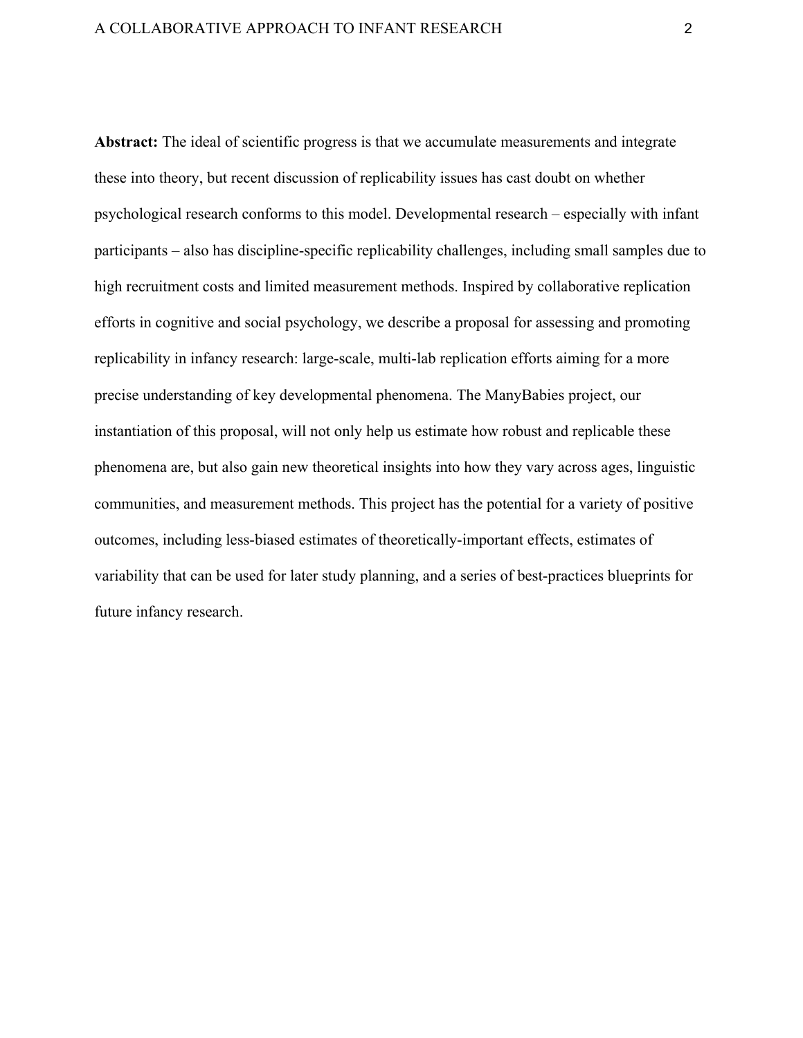**Abstract:** The ideal of scientific progress is that we accumulate measurements and integrate these into theory, but recent discussion of replicability issues has cast doubt on whether psychological research conforms to this model. Developmental research – especially with infant participants – also has discipline-specific replicability challenges, including small samples due to high recruitment costs and limited measurement methods. Inspired by collaborative replication efforts in cognitive and social psychology, we describe a proposal for assessing and promoting replicability in infancy research: large-scale, multi-lab replication efforts aiming for a more precise understanding of key developmental phenomena. The ManyBabies project, our instantiation of this proposal, will not only help us estimate how robust and replicable these phenomena are, but also gain new theoretical insights into how they vary across ages, linguistic communities, and measurement methods. This project has the potential for a variety of positive outcomes, including less-biased estimates of theoretically-important effects, estimates of variability that can be used for later study planning, and a series of best-practices blueprints for future infancy research.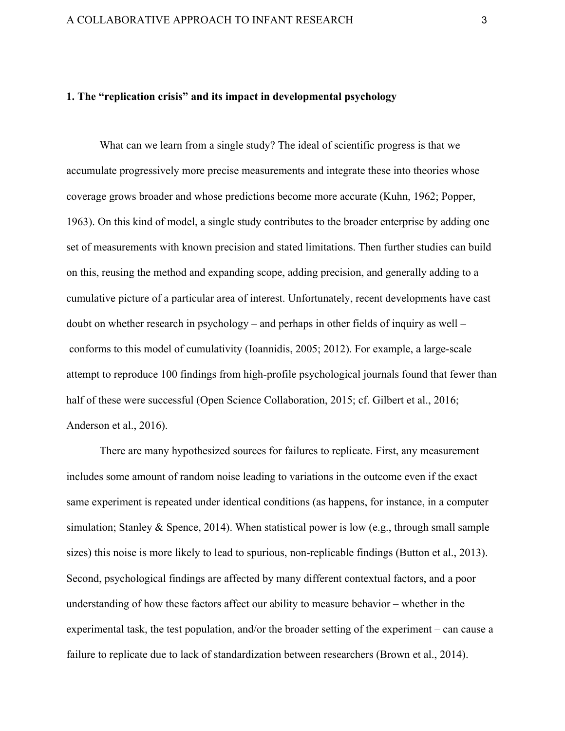## 1. The "replication crisis" and its impact in developmental psychology

What can we learn from a single study? The ideal of scientific progress is that we accumulate progressively more precise measurements and integrate these into theories whose coverage grows broader and whose predictions become more accurate (Kuhn, 1962; Popper, 1963). On this kind of model, a single study contributes to the broader enterprise by adding one set of measurements with known precision and stated limitations. Then further studies can build on this, reusing the method and expanding scope, adding precision, and generally adding to a cumulative picture of a particular area of interest. Unfortunately, recent developments have cast doubt on whether research in psychology – and perhaps in other fields of inquiry as well – conforms to this model of cumulativity (Ioannidis, 2005; 2012). For example, a large-scale attempt to reproduce 100 findings from high-profile psychological journals found that fewer than half of these were successful (Open Science Collaboration, 2015; cf. Gilbert et al., 2016; Anderson et al., 2016).

There are many hypothesized sources for failures to replicate. First, any measurement includes some amount of random noise leading to variations in the outcome even if the exact same experiment is repeated under identical conditions (as happens, for instance, in a computer simulation; Stanley & Spence, 2014). When statistical power is low (e.g., through small sample sizes) this noise is more likely to lead to spurious, non-replicable findings (Button et al., 2013). Second, psychological findings are affected by many different contextual factors, and a poor understanding of how these factors affect our ability to measure behavior – whether in the experimental task, the test population, and/or the broader setting of the experiment – can cause a failure to replicate due to lack of standardization between researchers (Brown et al., 2014).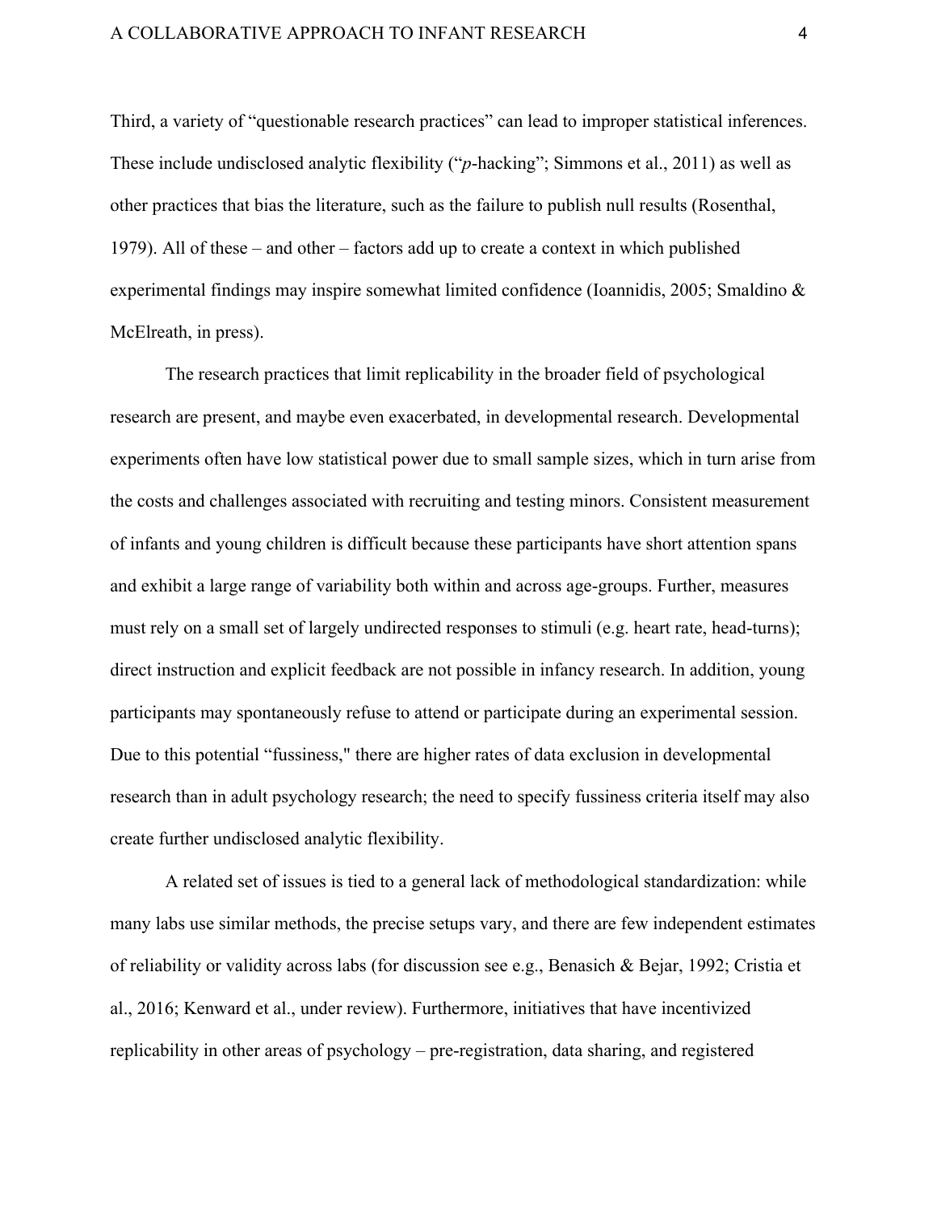Third, a variety of “questionable research practices” can lead to improper statistical inferences. These include undisclosed analytic flexibility (“*p*-hacking”; Simmons et al., 2011) as well as other practices that bias the literature, such as the failure to publish null results (Rosenthal, 1979). All of these – and other – factors add up to create a context in which published experimental findings may inspire somewhat limited confidence (Ioannidis, 2005; Smaldino & McElreath, in press).

The research practices that limit replicability in the broader field of psychological research are present, and maybe even exacerbated, in developmental research. Developmental experiments often have low statistical power due to small sample sizes, which in turn arise from the costs and challenges associated with recruiting and testing minors. Consistent measurement of infants and young children is difficult because these participants have short attention spans and exhibit a large range of variability both within and across age-groups. Further, measures must rely on a small set of largely undirected responses to stimuli (e.g. heart rate, head-turns); direct instruction and explicit feedback are not possible in infancy research. In addition, young participants may spontaneously refuse to attend or participate during an experimental session. Due to this potential “fussiness," there are higher rates of data exclusion in developmental research than in adult psychology research; the need to specify fussiness criteria itself may also create further undisclosed analytic flexibility.

A related set of issues is tied to a general lack of methodological standardization: while many labs use similar methods, the precise setups vary, and there are few independent estimates of reliability or validity across labs (for discussion see e.g., Benasich & Bejar, 1992; Cristia et al., 2016; Kenward et al., under review). Furthermore, initiatives that have incentivized replicability in other areas of psychology – pre-registration, data sharing, and registered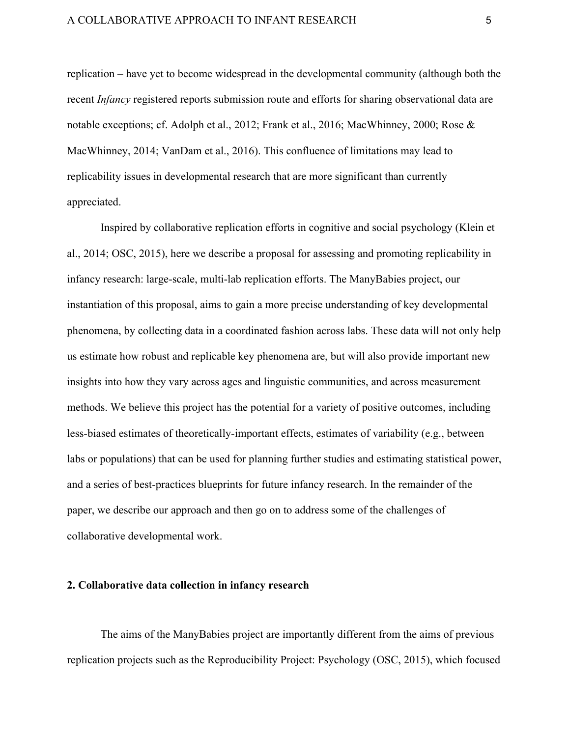replication – have yet to become widespread in the developmental community (although both the recent *Infancy* registered reports submission route and efforts for sharing observational data are notable exceptions; cf. Adolph et al., 2012; Frank et al., 2016; MacWhinney, 2000; Rose & MacWhinney, 2014; VanDam et al., 2016). This confluence of limitations may lead to replicability issues in developmental research that are more significant than currently appreciated.

Inspired by collaborative replication efforts in cognitive and social psychology (Klein et al., 2014; OSC, 2015), here we describe a proposal for assessing and promoting replicability in infancy research: large-scale, multi-lab replication efforts. The ManyBabies project, our instantiation of this proposal, aims to gain a more precise understanding of key developmental phenomena, by collecting data in a coordinated fashion across labs. These data will not only help us estimate how robust and replicable key phenomena are, but will also provide important new insights into how they vary across ages and linguistic communities, and across measurement methods. We believe this project has the potential for a variety of positive outcomes, including less-biased estimates of theoretically-important effects, estimates of variability (e.g., between labs or populations) that can be used for planning further studies and estimating statistical power, and a series of best-practices blueprints for future infancy research. In the remainder of the paper, we describe our approach and then go on to address some of the challenges of collaborative developmental work.

## 2. Collaborative data collection in infancy research

The aims of the ManyBabies project are importantly different from the aims of previous replication projects such as the Reproducibility Project: Psychology (OSC, 2015), which focused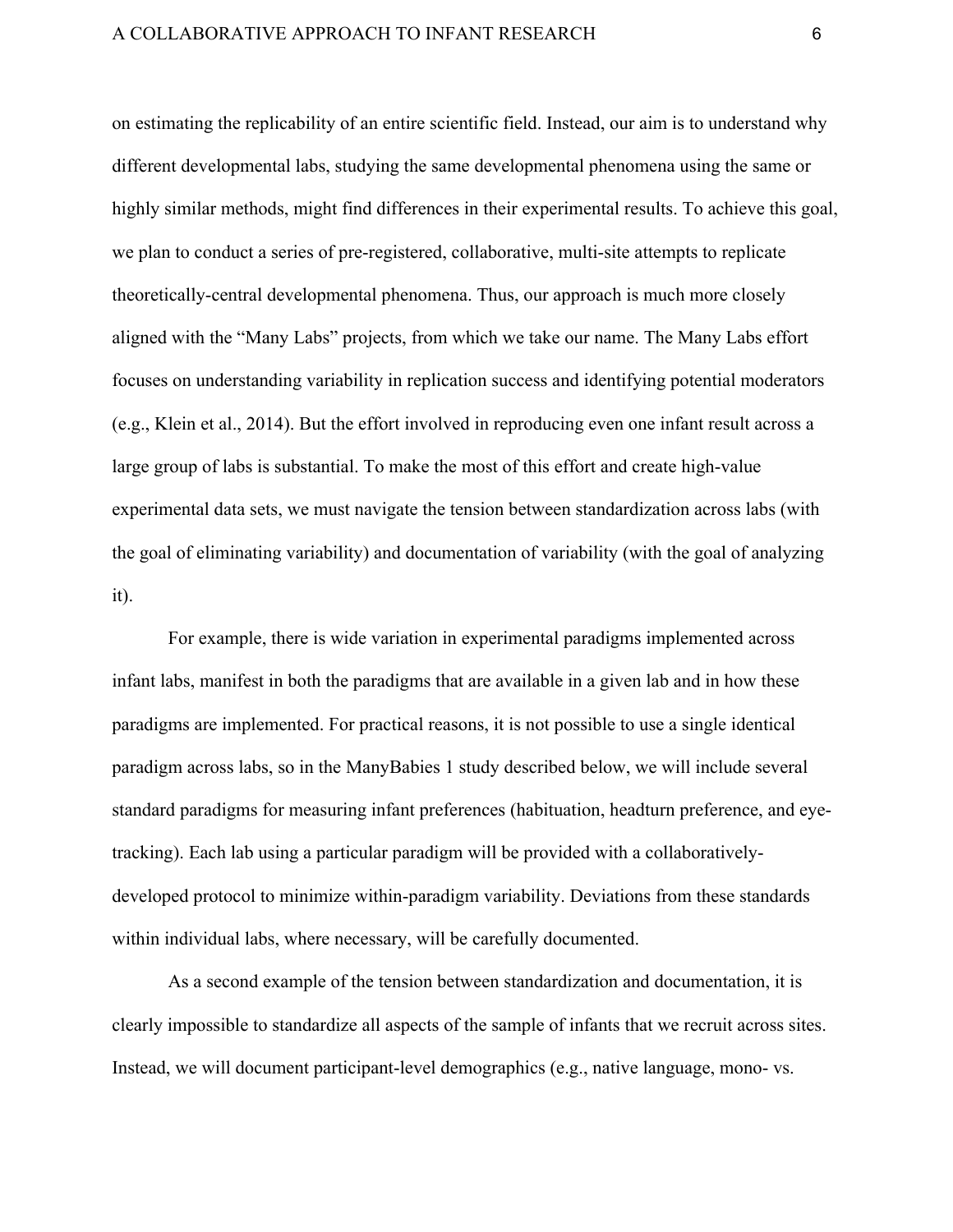on estimating the replicability of an entire scientific field. Instead, our aim is to understand why different developmental labs, studying the same developmental phenomena using the same or highly similar methods, might find differences in their experimental results. To achieve this goal, we plan to conduct a series of pre-registered, collaborative, multi-site attempts to replicate theoretically-central developmental phenomena. Thus, our approach is much more closely aligned with the "Many Labs" projects, from which we take our name. The Many Labs effort focuses on understanding variability in replication success and identifying potential moderators (e.g., Klein et al., 2014). But the effort involved in reproducing even one infant result across a large group of labs is substantial. To make the most of this effort and create high-value experimental data sets, we must navigate the tension between standardization across labs (with the goal of eliminating variability) and documentation of variability (with the goal of analyzing it).

For example, there is wide variation in experimental paradigms implemented across infant labs, manifest in both the paradigms that are available in a given lab and in how these paradigms are implemented. For practical reasons, it is not possible to use a single identical paradigm across labs, so in the ManyBabies 1 study described below, we will include several standard paradigms for measuring infant preferences (habituation, headturn preference, and eye-tracking). Each lab using a particular paradigm will be provided with a collaboratively-developed protocol to minimize within-paradigm variability. Deviations from these standards within individual labs, where necessary, will be carefully documented.

As a second example of the tension between standardization and documentation, it is clearly impossible to standardize all aspects of the sample of infants that we recruit across sites. Instead, we will document participant-level demographics (e.g., native language, mono- vs.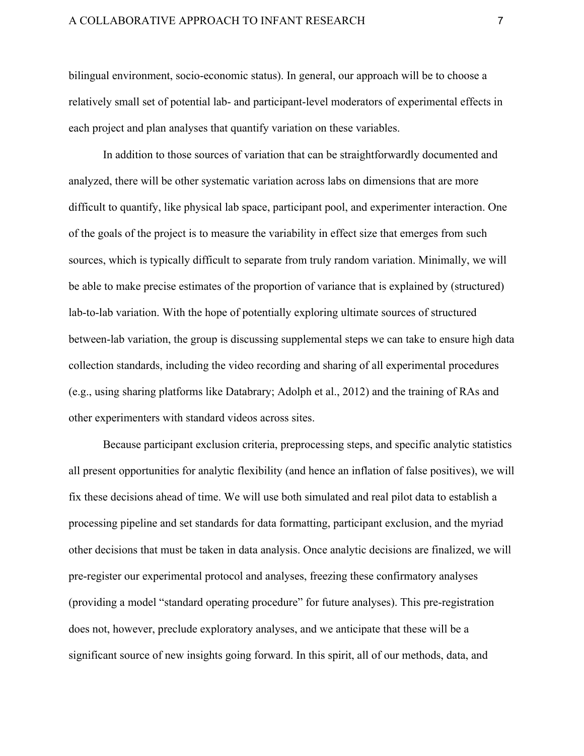bilingual environment, socio-economic status). In general, our approach will be to choose a relatively small set of potential lab- and participant-level moderators of experimental effects in each project and plan analyses that quantify variation on these variables.

In addition to those sources of variation that can be straightforwardly documented and analyzed, there will be other systematic variation across labs on dimensions that are more difficult to quantify, like physical lab space, participant pool, and experimenter interaction. One of the goals of the project is to measure the variability in effect size that emerges from such sources, which is typically difficult to separate from truly random variation. Minimally, we will be able to make precise estimates of the proportion of variance that is explained by (structured) lab-to-lab variation. With the hope of potentially exploring ultimate sources of structured between-lab variation, the group is discussing supplemental steps we can take to ensure high data collection standards, including the video recording and sharing of all experimental procedures (e.g., using sharing platforms like Databrary; Adolph et al., 2012) and the training of RAs and other experimenters with standard videos across sites.

Because participant exclusion criteria, preprocessing steps, and specific analytic statistics all present opportunities for analytic flexibility (and hence an inflation of false positives), we will fix these decisions ahead of time. We will use both simulated and real pilot data to establish a processing pipeline and set standards for data formatting, participant exclusion, and the myriad other decisions that must be taken in data analysis. Once analytic decisions are finalized, we will pre-register our experimental protocol and analyses, freezing these confirmatory analyses (providing a model "standard operating procedure" for future analyses). This pre-registration does not, however, preclude exploratory analyses, and we anticipate that these will be a significant source of new insights going forward. In this spirit, all of our methods, data, and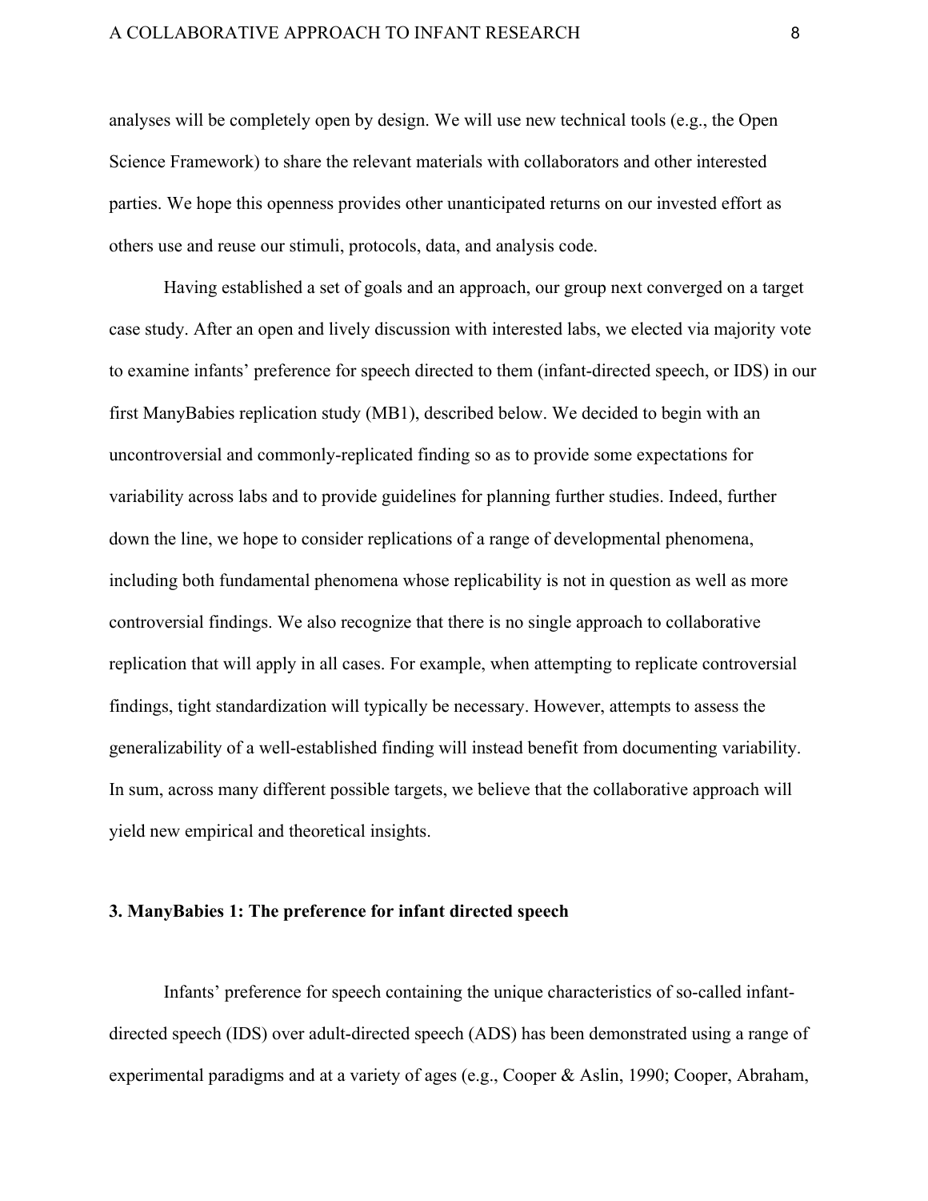analyses will be completely open by design. We will use new technical tools (e.g., the Open Science Framework) to share the relevant materials with collaborators and other interested parties. We hope this openness provides other unanticipated returns on our invested effort as others use and reuse our stimuli, protocols, data, and analysis code.

Having established a set of goals and an approach, our group next converged on a target case study. After an open and lively discussion with interested labs, we elected via majority vote to examine infants' preference for speech directed to them (infant-directed speech, or IDS) in our first ManyBabies replication study (MB1), described below. We decided to begin with an uncontroversial and commonly-replicated finding so as to provide some expectations for variability across labs and to provide guidelines for planning further studies. Indeed, further down the line, we hope to consider replications of a range of developmental phenomena, including both fundamental phenomena whose replicability is not in question as well as more controversial findings. We also recognize that there is no single approach to collaborative replication that will apply in all cases. For example, when attempting to replicate controversial findings, tight standardization will typically be necessary. However, attempts to assess the generalizability of a well-established finding will instead benefit from documenting variability. In sum, across many different possible targets, we believe that the collaborative approach will yield new empirical and theoretical insights.

## 3. ManyBabies 1: The preference for infant directed speech

Infants' preference for speech containing the unique characteristics of so-called infant-directed speech (IDS) over adult-directed speech (ADS) has been demonstrated using a range of experimental paradigms and at a variety of ages (e.g., Cooper & Aslin, 1990; Cooper, Abraham,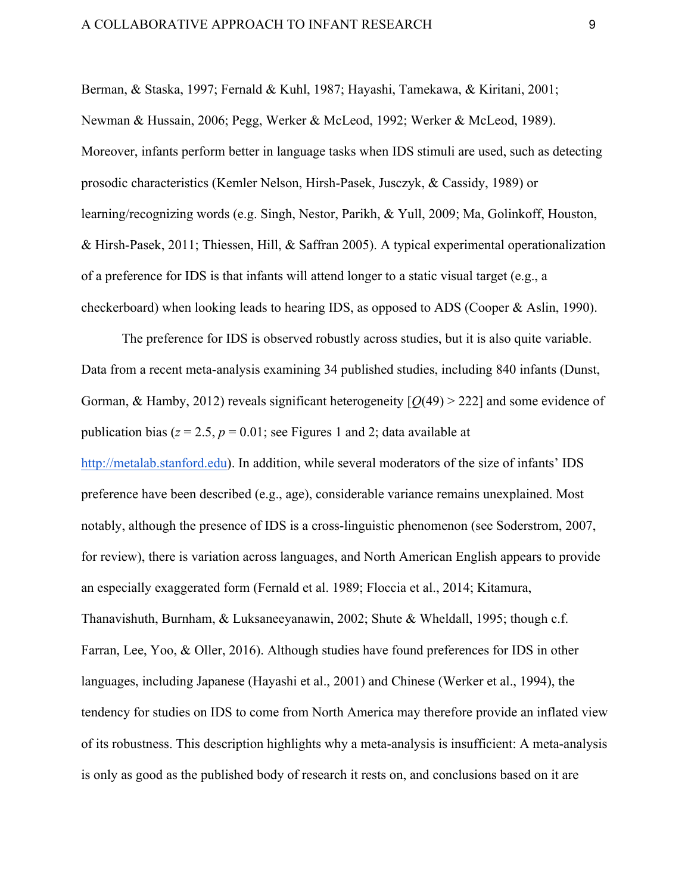Berman, & Staska, 1997; Fernald & Kuhl, 1987; Hayashi, Tamekawa, & Kiritani, 2001; Newman & Hussain, 2006; Pegg, Werker & McLeod, 1992; Werker & McLeod, 1989). Moreover, infants perform better in language tasks when IDS stimuli are used, such as detecting prosodic characteristics (Kemler Nelson, Hirsh-Pasek, Jusczyk, & Cassidy, 1989) or learning/recognizing words (e.g. Singh, Nestor, Parikh, & Yull, 2009; Ma, Golinkoff, Houston, & Hirsh-Pasek, 2011; Thiessen, Hill, & Saffran 2005). A typical experimental operationalization of a preference for IDS is that infants will attend longer to a static visual target (e.g., a checkerboard) when looking leads to hearing IDS, as opposed to ADS (Cooper & Aslin, 1990).

The preference for IDS is observed robustly across studies, but it is also quite variable. Data from a recent meta-analysis examining 34 published studies, including 840 infants (Dunst, Gorman, & Hamby, 2012) reveals significant heterogeneity [$Q(49) > 222$] and some evidence of publication bias ($z = 2.5$, $p = 0.01$; see Figures 1 and 2; data available at http://metalab.stanford.edu). In addition, while several moderators of the size of infants' IDS preference have been described (e.g., age), considerable variance remains unexplained. Most notably, although the presence of IDS is a cross-linguistic phenomenon (see Soderstrom, 2007, for review), there is variation across languages, and North American English appears to provide an especially exaggerated form (Fernald et al. 1989; Floccia et al., 2014; Kitamura, Thanavishuth, Burnham, & Luksaneeyanawin, 2002; Shute & Wheldall, 1995; though c.f. Farran, Lee, Yoo, & Oller, 2016). Although studies have found preferences for IDS in other languages, including Japanese (Hayashi et al., 2001) and Chinese (Werker et al., 1994), the tendency for studies on IDS to come from North America may therefore provide an inflated view of its robustness. This description highlights why a meta-analysis is insufficient: A meta-analysis is only as good as the published body of research it rests on, and conclusions based on it are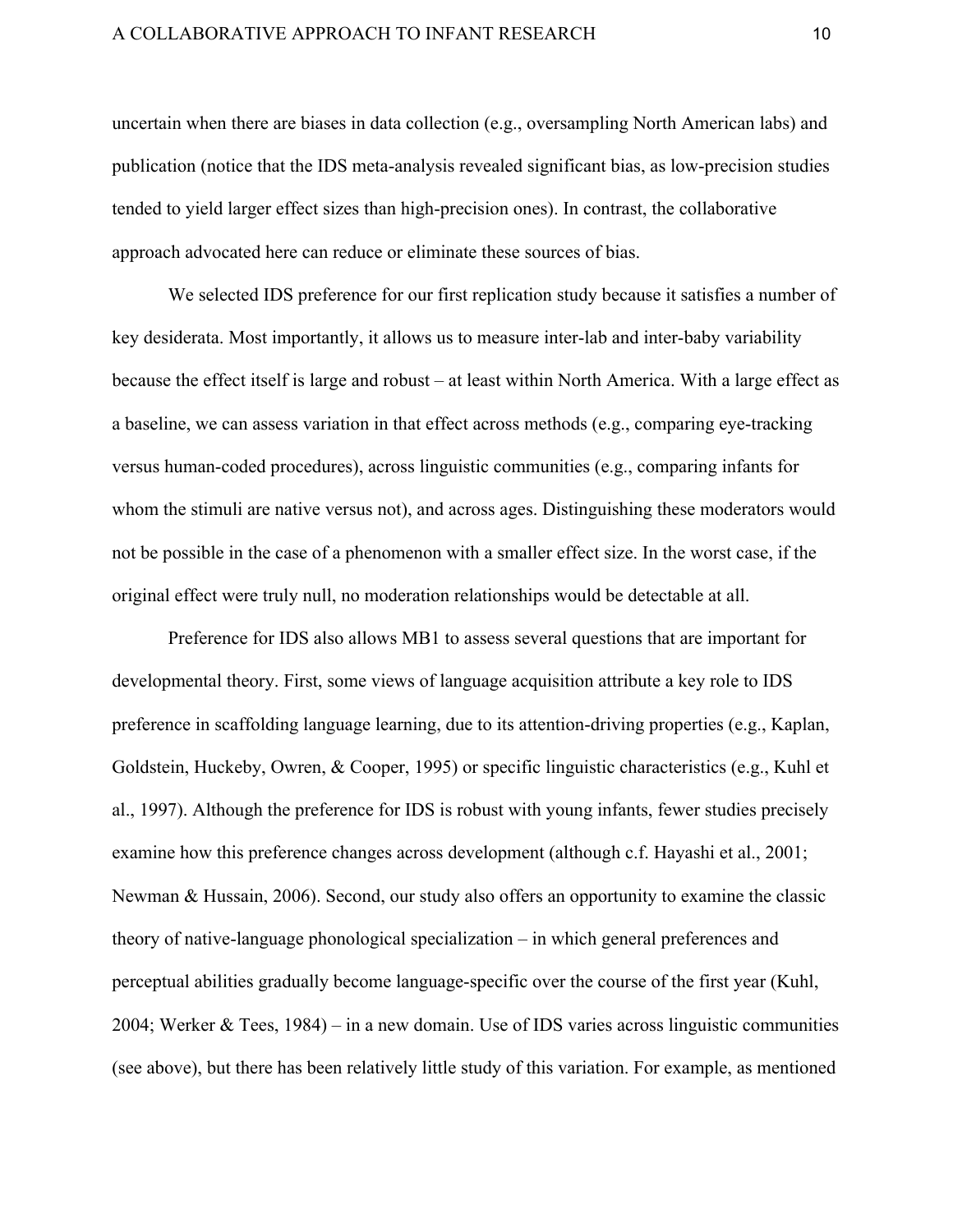uncertain when there are biases in data collection (e.g., oversampling North American labs) and publication (notice that the IDS meta-analysis revealed significant bias, as low-precision studies tended to yield larger effect sizes than high-precision ones). In contrast, the collaborative approach advocated here can reduce or eliminate these sources of bias.

We selected IDS preference for our first replication study because it satisfies a number of key desiderata. Most importantly, it allows us to measure inter-lab and inter-baby variability because the effect itself is large and robust – at least within North America. With a large effect as a baseline, we can assess variation in that effect across methods (e.g., comparing eye-tracking versus human-coded procedures), across linguistic communities (e.g., comparing infants for whom the stimuli are native versus not), and across ages. Distinguishing these moderators would not be possible in the case of a phenomenon with a smaller effect size. In the worst case, if the original effect were truly null, no moderation relationships would be detectable at all.

Preference for IDS also allows MB1 to assess several questions that are important for developmental theory. First, some views of language acquisition attribute a key role to IDS preference in scaffolding language learning, due to its attention-driving properties (e.g., Kaplan, Goldstein, Huckeby, Owren, & Cooper, 1995) or specific linguistic characteristics (e.g., Kuhl et al., 1997). Although the preference for IDS is robust with young infants, fewer studies precisely examine how this preference changes across development (although c.f. Hayashi et al., 2001; Newman & Hussain, 2006). Second, our study also offers an opportunity to examine the classic theory of native-language phonological specialization – in which general preferences and perceptual abilities gradually become language-specific over the course of the first year (Kuhl, 2004; Werker & Tees, 1984) – in a new domain. Use of IDS varies across linguistic communities (see above), but there has been relatively little study of this variation. For example, as mentioned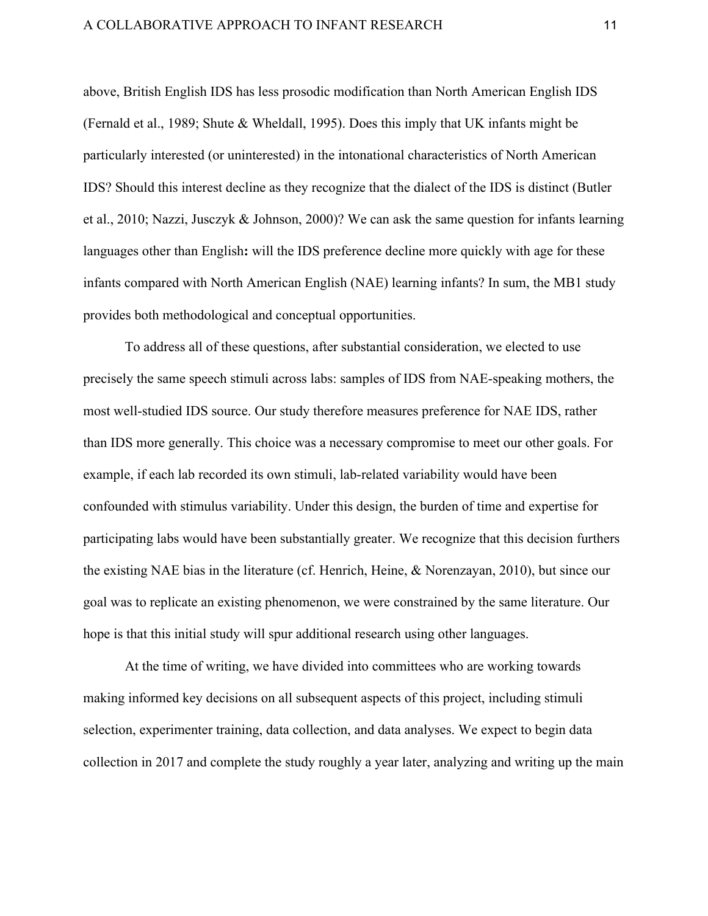above, British English IDS has less prosodic modification than North American English IDS (Fernald et al., 1989; Shute & Wheldall, 1995). Does this imply that UK infants might be particularly interested (or uninterested) in the intonational characteristics of North American IDS? Should this interest decline as they recognize that the dialect of the IDS is distinct (Butler et al., 2010; Nazzi, Jusczyk & Johnson, 2000)? We can ask the same question for infants learning languages other than English**:** will the IDS preference decline more quickly with age for these infants compared with North American English (NAE) learning infants? In sum, the MB1 study provides both methodological and conceptual opportunities.

To address all of these questions, after substantial consideration, we elected to use precisely the same speech stimuli across labs: samples of IDS from NAE-speaking mothers, the most well-studied IDS source. Our study therefore measures preference for NAE IDS, rather than IDS more generally. This choice was a necessary compromise to meet our other goals. For example, if each lab recorded its own stimuli, lab-related variability would have been confounded with stimulus variability. Under this design, the burden of time and expertise for participating labs would have been substantially greater. We recognize that this decision furthers the existing NAE bias in the literature (cf. Henrich, Heine, & Norenzayan, 2010), but since our goal was to replicate an existing phenomenon, we were constrained by the same literature. Our hope is that this initial study will spur additional research using other languages.

At the time of writing, we have divided into committees who are working towards making informed key decisions on all subsequent aspects of this project, including stimuli selection, experimenter training, data collection, and data analyses. We expect to begin data collection in 2017 and complete the study roughly a year later, analyzing and writing up the main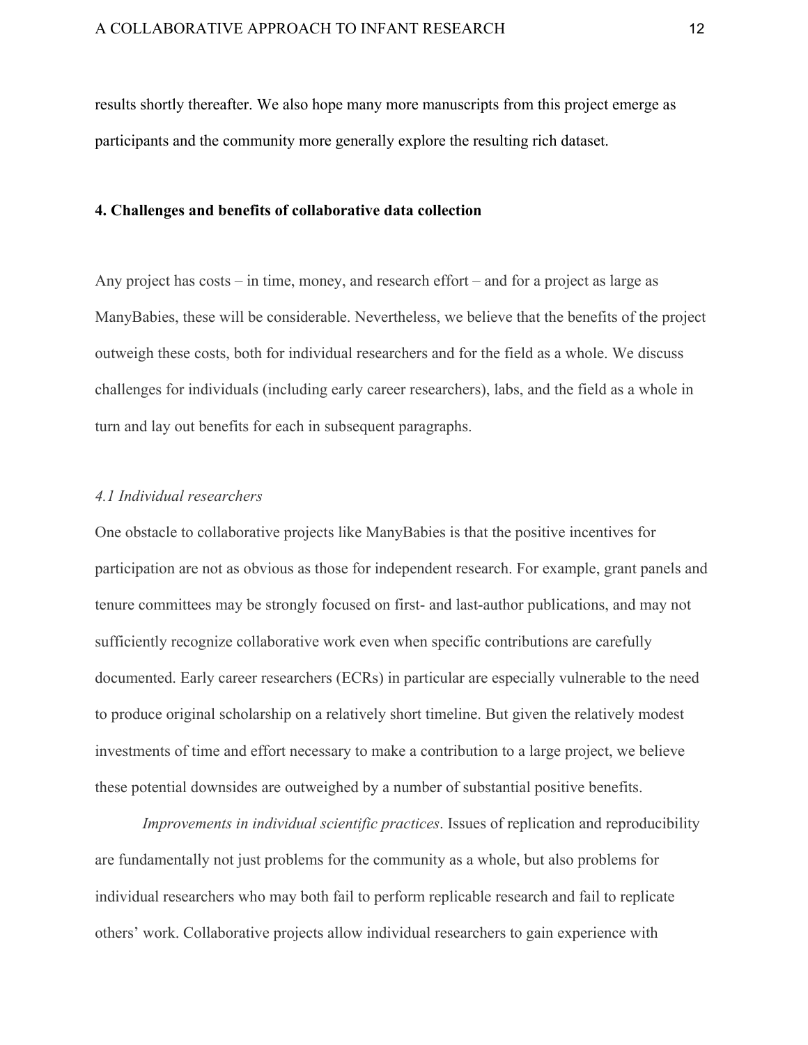results shortly thereafter. We also hope many more manuscripts from this project emerge as participants and the community more generally explore the resulting rich dataset.

## 4. Challenges and benefits of collaborative data collection

Any project has costs – in time, money, and research effort – and for a project as large as ManyBabies, these will be considerable. Nevertheless, we believe that the benefits of the project outweigh these costs, both for individual researchers and for the field as a whole. We discuss challenges for individuals (including early career researchers), labs, and the field as a whole in turn and lay out benefits for each in subsequent paragraphs.

### *4.1 Individual researchers*

One obstacle to collaborative projects like ManyBabies is that the positive incentives for participation are not as obvious as those for independent research. For example, grant panels and tenure committees may be strongly focused on first- and last-author publications, and may not sufficiently recognize collaborative work even when specific contributions are carefully documented. Early career researchers (ECRs) in particular are especially vulnerable to the need to produce original scholarship on a relatively short timeline. But given the relatively modest investments of time and effort necessary to make a contribution to a large project, we believe these potential downsides are outweighed by a number of substantial positive benefits.

*Improvements in individual scientific practices*. Issues of replication and reproducibility are fundamentally not just problems for the community as a whole, but also problems for individual researchers who may both fail to perform replicable research and fail to replicate others' work. Collaborative projects allow individual researchers to gain experience with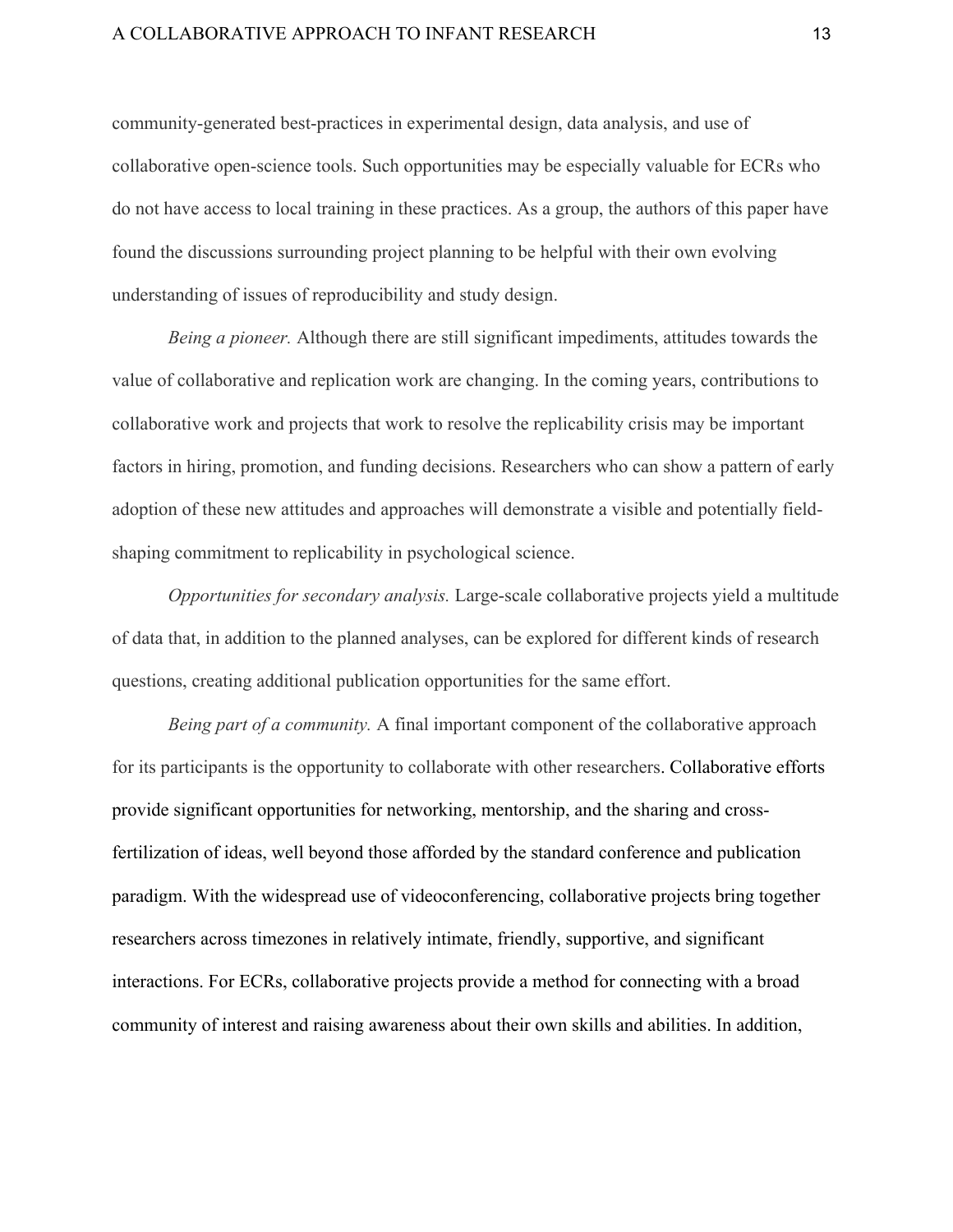community-generated best-practices in experimental design, data analysis, and use of collaborative open-science tools. Such opportunities may be especially valuable for ECRs who do not have access to local training in these practices. As a group, the authors of this paper have found the discussions surrounding project planning to be helpful with their own evolving understanding of issues of reproducibility and study design.

*Being a pioneer.* Although there are still significant impediments, attitudes towards the value of collaborative and replication work are changing. In the coming years, contributions to collaborative work and projects that work to resolve the replicability crisis may be important factors in hiring, promotion, and funding decisions. Researchers who can show a pattern of early adoption of these new attitudes and approaches will demonstrate a visible and potentially field-shaping commitment to replicability in psychological science.

*Opportunities for secondary analysis.* Large-scale collaborative projects yield a multitude of data that, in addition to the planned analyses, can be explored for different kinds of research questions, creating additional publication opportunities for the same effort.

*Being part of a community.* A final important component of the collaborative approach for its participants is the opportunity to collaborate with other researchers. Collaborative efforts provide significant opportunities for networking, mentorship, and the sharing and cross-fertilization of ideas, well beyond those afforded by the standard conference and publication paradigm. With the widespread use of videoconferencing, collaborative projects bring together researchers across timezones in relatively intimate, friendly, supportive, and significant interactions. For ECRs, collaborative projects provide a method for connecting with a broad community of interest and raising awareness about their own skills and abilities. In addition,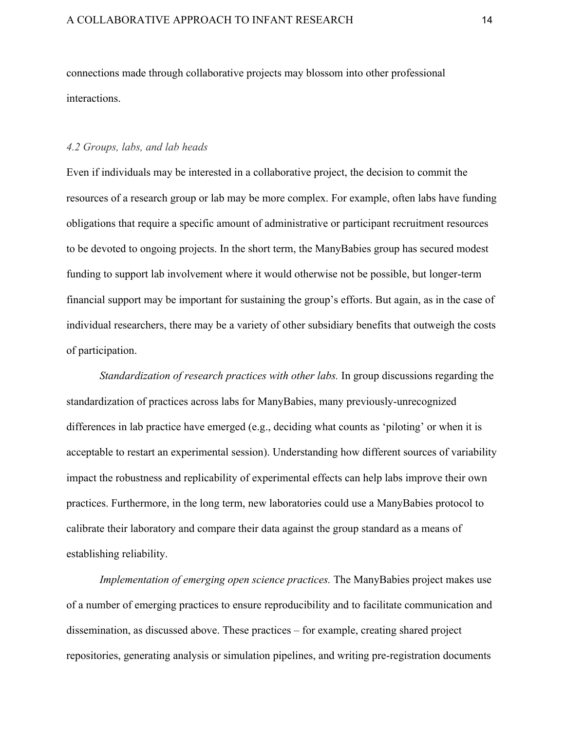connections made through collaborative projects may blossom into other professional interactions.

### *4.2 Groups, labs, and lab heads*

Even if individuals may be interested in a collaborative project, the decision to commit the resources of a research group or lab may be more complex. For example, often labs have funding obligations that require a specific amount of administrative or participant recruitment resources to be devoted to ongoing projects. In the short term, the ManyBabies group has secured modest funding to support lab involvement where it would otherwise not be possible, but longer-term financial support may be important for sustaining the group's efforts. But again, as in the case of individual researchers, there may be a variety of other subsidiary benefits that outweigh the costs of participation.

*Standardization of research practices with other labs.* In group discussions regarding the standardization of practices across labs for ManyBabies, many previously-unrecognized differences in lab practice have emerged (e.g., deciding what counts as 'piloting' or when it is acceptable to restart an experimental session). Understanding how different sources of variability impact the robustness and replicability of experimental effects can help labs improve their own practices. Furthermore, in the long term, new laboratories could use a ManyBabies protocol to calibrate their laboratory and compare their data against the group standard as a means of establishing reliability.

*Implementation of emerging open science practices.* The ManyBabies project makes use of a number of emerging practices to ensure reproducibility and to facilitate communication and dissemination, as discussed above. These practices – for example, creating shared project repositories, generating analysis or simulation pipelines, and writing pre-registration documents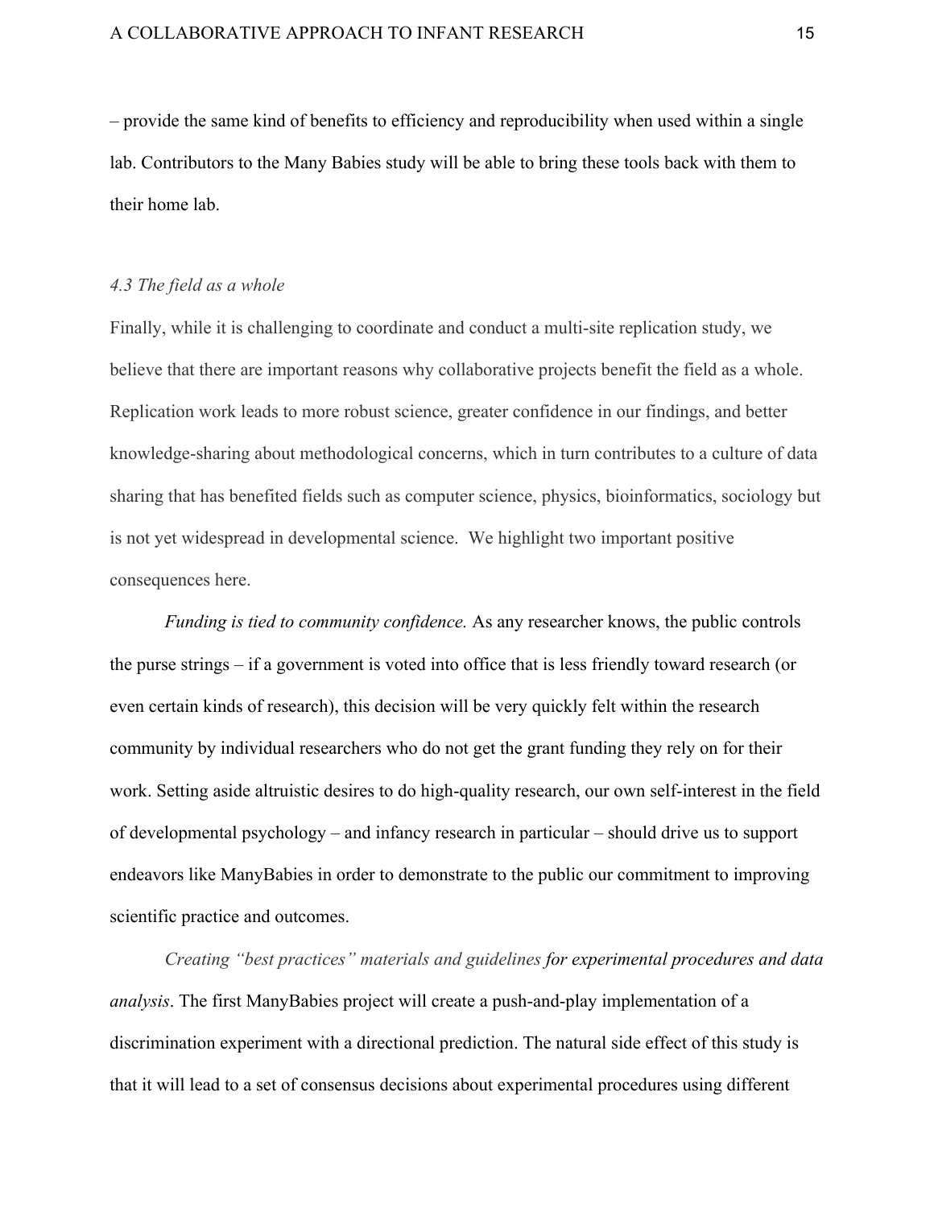– provide the same kind of benefits to efficiency and reproducibility when used within a single lab. Contributors to the Many Babies study will be able to bring these tools back with them to their home lab.

### *4.3 The field as a whole*

Finally, while it is challenging to coordinate and conduct a multi-site replication study, we believe that there are important reasons why collaborative projects benefit the field as a whole. Replication work leads to more robust science, greater confidence in our findings, and better knowledge-sharing about methodological concerns, which in turn contributes to a culture of data sharing that has benefited fields such as computer science, physics, bioinformatics, sociology but is not yet widespread in developmental science.  We highlight two important positive consequences here.

*Funding is tied to community confidence.* As any researcher knows, the public controls the purse strings – if a government is voted into office that is less friendly toward research (or even certain kinds of research), this decision will be very quickly felt within the research community by individual researchers who do not get the grant funding they rely on for their work. Setting aside altruistic desires to do high-quality research, our own self-interest in the field of developmental psychology – and infancy research in particular – should drive us to support endeavors like ManyBabies in order to demonstrate to the public our commitment to improving scientific practice and outcomes.

*Creating "best practices" materials and guidelines for experimental procedures and data analysis*. The first ManyBabies project will create a push-and-play implementation of a discrimination experiment with a directional prediction. The natural side effect of this study is that it will lead to a set of consensus decisions about experimental procedures using different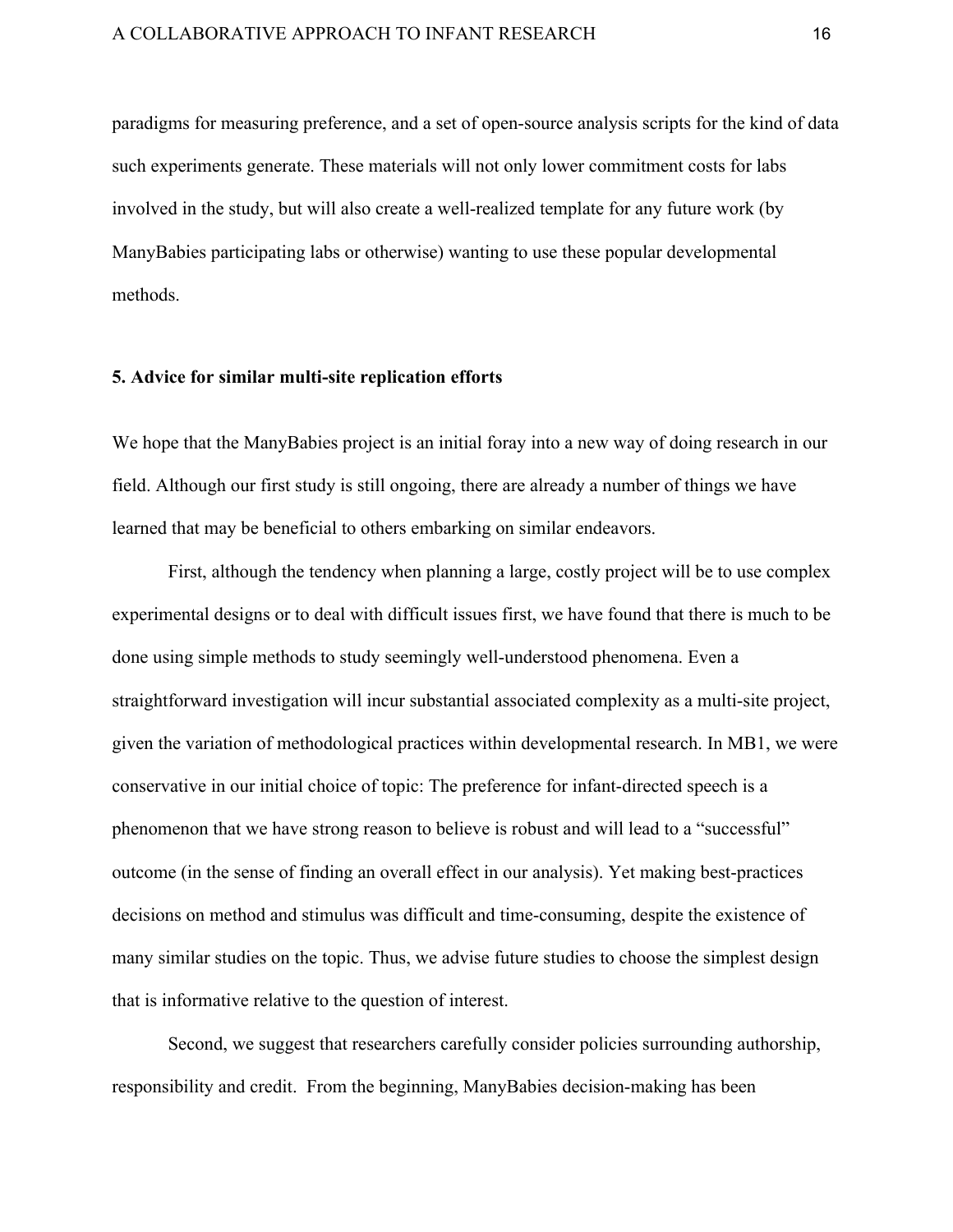paradigms for measuring preference, and a set of open-source analysis scripts for the kind of data such experiments generate. These materials will not only lower commitment costs for labs involved in the study, but will also create a well-realized template for any future work (by ManyBabies participating labs or otherwise) wanting to use these popular developmental methods.

**5. Advice for similar multi-site replication efforts**

We hope that the ManyBabies project is an initial foray into a new way of doing research in our field. Although our first study is still ongoing, there are already a number of things we have learned that may be beneficial to others embarking on similar endeavors.

First, although the tendency when planning a large, costly project will be to use complex experimental designs or to deal with difficult issues first, we have found that there is much to be done using simple methods to study seemingly well-understood phenomena. Even a straightforward investigation will incur substantial associated complexity as a multi-site project, given the variation of methodological practices within developmental research. In MB1, we were conservative in our initial choice of topic: The preference for infant-directed speech is a phenomenon that we have strong reason to believe is robust and will lead to a "successful" outcome (in the sense of finding an overall effect in our analysis). Yet making best-practices decisions on method and stimulus was difficult and time-consuming, despite the existence of many similar studies on the topic. Thus, we advise future studies to choose the simplest design that is informative relative to the question of interest.

Second, we suggest that researchers carefully consider policies surrounding authorship, responsibility and credit. From the beginning, ManyBabies decision-making has been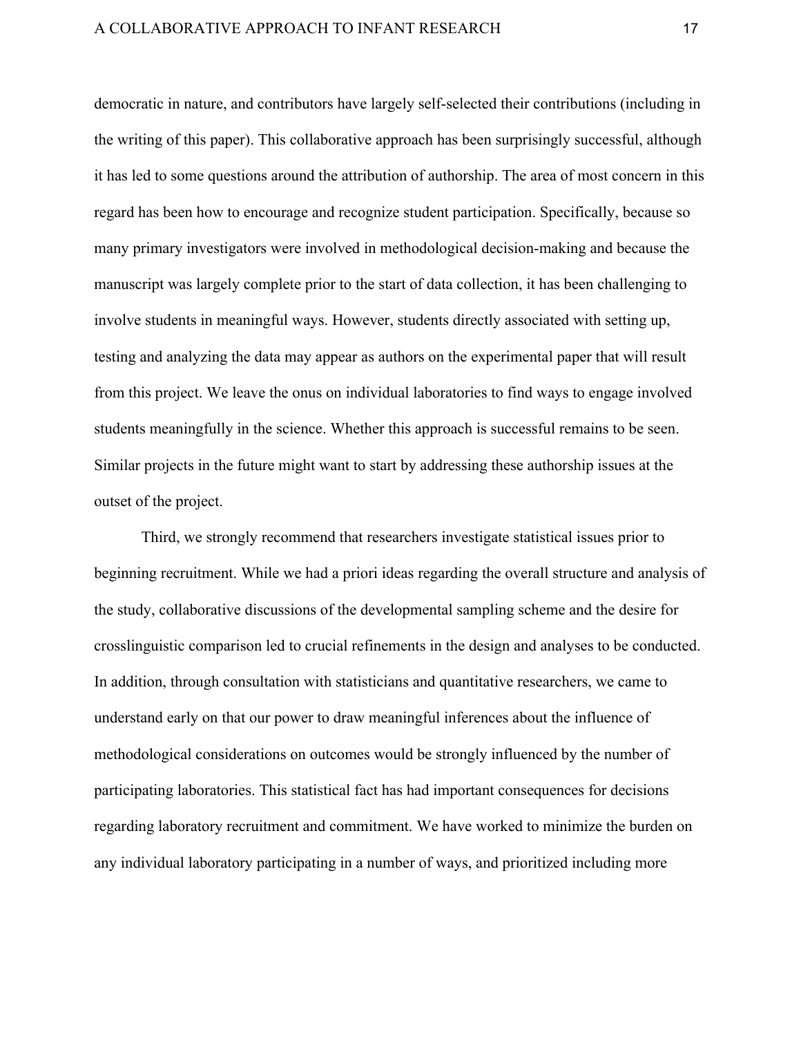democratic in nature, and contributors have largely self-selected their contributions (including in the writing of this paper). This collaborative approach has been surprisingly successful, although it has led to some questions around the attribution of authorship. The area of most concern in this regard has been how to encourage and recognize student participation. Specifically, because so many primary investigators were involved in methodological decision-making and because the manuscript was largely complete prior to the start of data collection, it has been challenging to involve students in meaningful ways. However, students directly associated with setting up, testing and analyzing the data may appear as authors on the experimental paper that will result from this project. We leave the onus on individual laboratories to find ways to engage involved students meaningfully in the science. Whether this approach is successful remains to be seen. Similar projects in the future might want to start by addressing these authorship issues at the outset of the project.

Third, we strongly recommend that researchers investigate statistical issues prior to beginning recruitment. While we had a priori ideas regarding the overall structure and analysis of the study, collaborative discussions of the developmental sampling scheme and the desire for crosslinguistic comparison led to crucial refinements in the design and analyses to be conducted. In addition, through consultation with statisticians and quantitative researchers, we came to understand early on that our power to draw meaningful inferences about the influence of methodological considerations on outcomes would be strongly influenced by the number of participating laboratories. This statistical fact has had important consequences for decisions regarding laboratory recruitment and commitment. We have worked to minimize the burden on any individual laboratory participating in a number of ways, and prioritized including more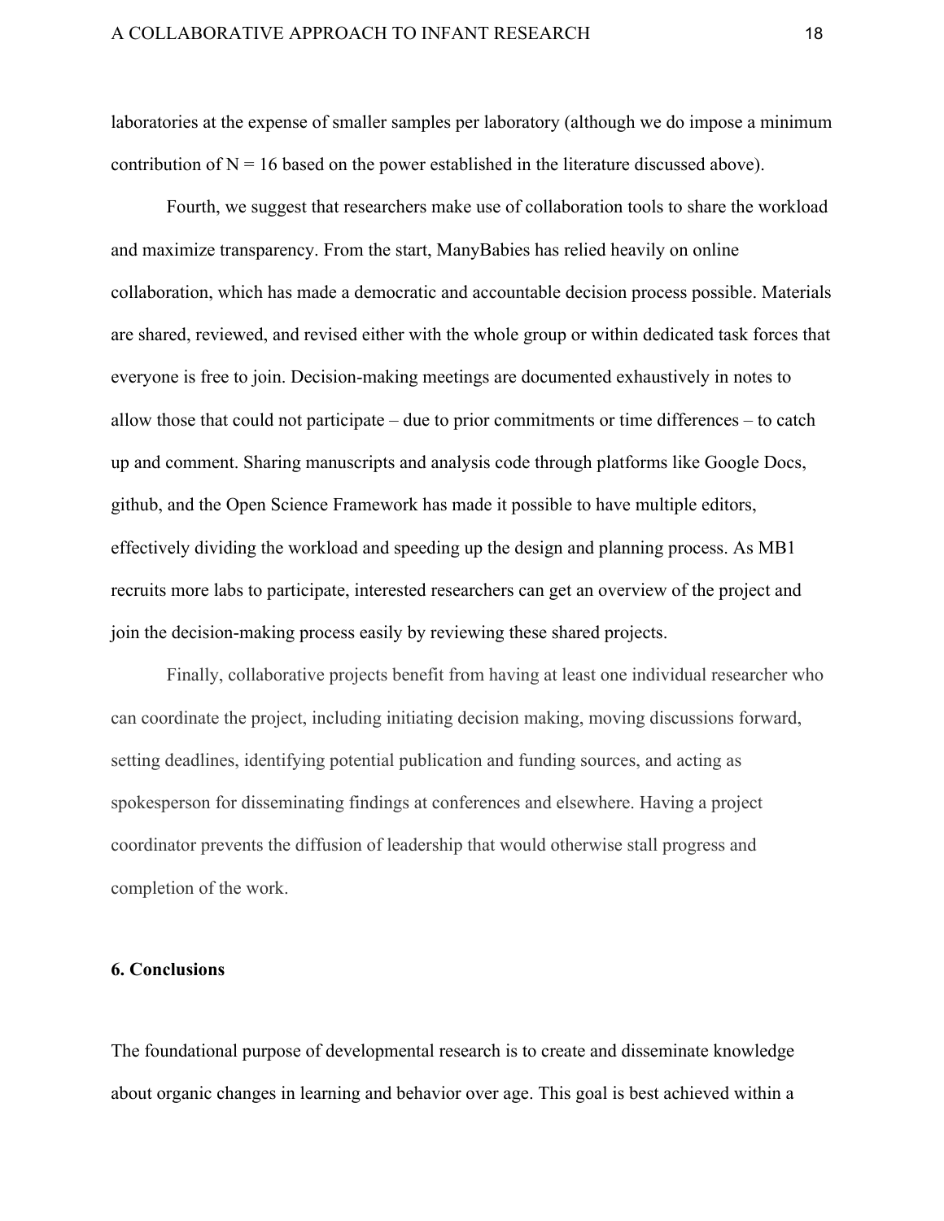laboratories at the expense of smaller samples per laboratory (although we do impose a minimum contribution of $N = 16$ based on the power established in the literature discussed above).

Fourth, we suggest that researchers make use of collaboration tools to share the workload and maximize transparency. From the start, ManyBabies has relied heavily on online collaboration, which has made a democratic and accountable decision process possible. Materials are shared, reviewed, and revised either with the whole group or within dedicated task forces that everyone is free to join. Decision-making meetings are documented exhaustively in notes to allow those that could not participate – due to prior commitments or time differences – to catch up and comment. Sharing manuscripts and analysis code through platforms like Google Docs, github, and the Open Science Framework has made it possible to have multiple editors, effectively dividing the workload and speeding up the design and planning process. As MB1 recruits more labs to participate, interested researchers can get an overview of the project and join the decision-making process easily by reviewing these shared projects.

Finally, collaborative projects benefit from having at least one individual researcher who can coordinate the project, including initiating decision making, moving discussions forward, setting deadlines, identifying potential publication and funding sources, and acting as spokesperson for disseminating findings at conferences and elsewhere. Having a project coordinator prevents the diffusion of leadership that would otherwise stall progress and completion of the work.

## 6. Conclusions

The foundational purpose of developmental research is to create and disseminate knowledge about organic changes in learning and behavior over age. This goal is best achieved within a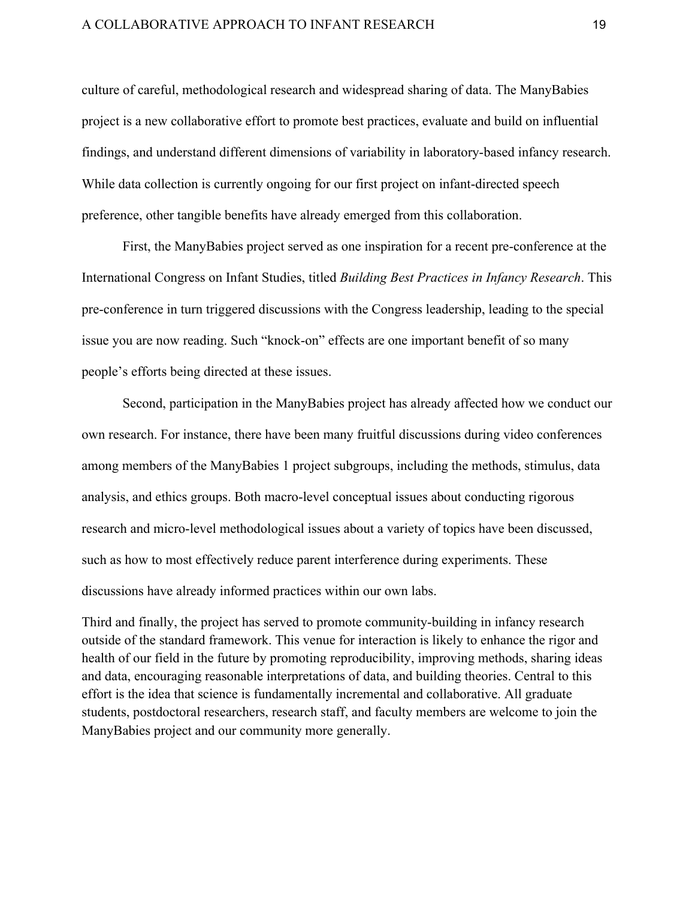culture of careful, methodological research and widespread sharing of data. The ManyBabies project is a new collaborative effort to promote best practices, evaluate and build on influential findings, and understand different dimensions of variability in laboratory-based infancy research. While data collection is currently ongoing for our first project on infant-directed speech preference, other tangible benefits have already emerged from this collaboration.

First, the ManyBabies project served as one inspiration for a recent pre-conference at the International Congress on Infant Studies, titled *Building Best Practices in Infancy Research*. This pre-conference in turn triggered discussions with the Congress leadership, leading to the special issue you are now reading. Such "knock-on" effects are one important benefit of so many people's efforts being directed at these issues.

Second, participation in the ManyBabies project has already affected how we conduct our own research. For instance, there have been many fruitful discussions during video conferences among members of the ManyBabies 1 project subgroups, including the methods, stimulus, data analysis, and ethics groups. Both macro-level conceptual issues about conducting rigorous research and micro-level methodological issues about a variety of topics have been discussed, such as how to most effectively reduce parent interference during experiments. These discussions have already informed practices within our own labs.

Third and finally, the project has served to promote community-building in infancy research outside of the standard framework. This venue for interaction is likely to enhance the rigor and health of our field in the future by promoting reproducibility, improving methods, sharing ideas and data, encouraging reasonable interpretations of data, and building theories. Central to this effort is the idea that science is fundamentally incremental and collaborative. All graduate students, postdoctoral researchers, research staff, and faculty members are welcome to join the ManyBabies project and our community more generally.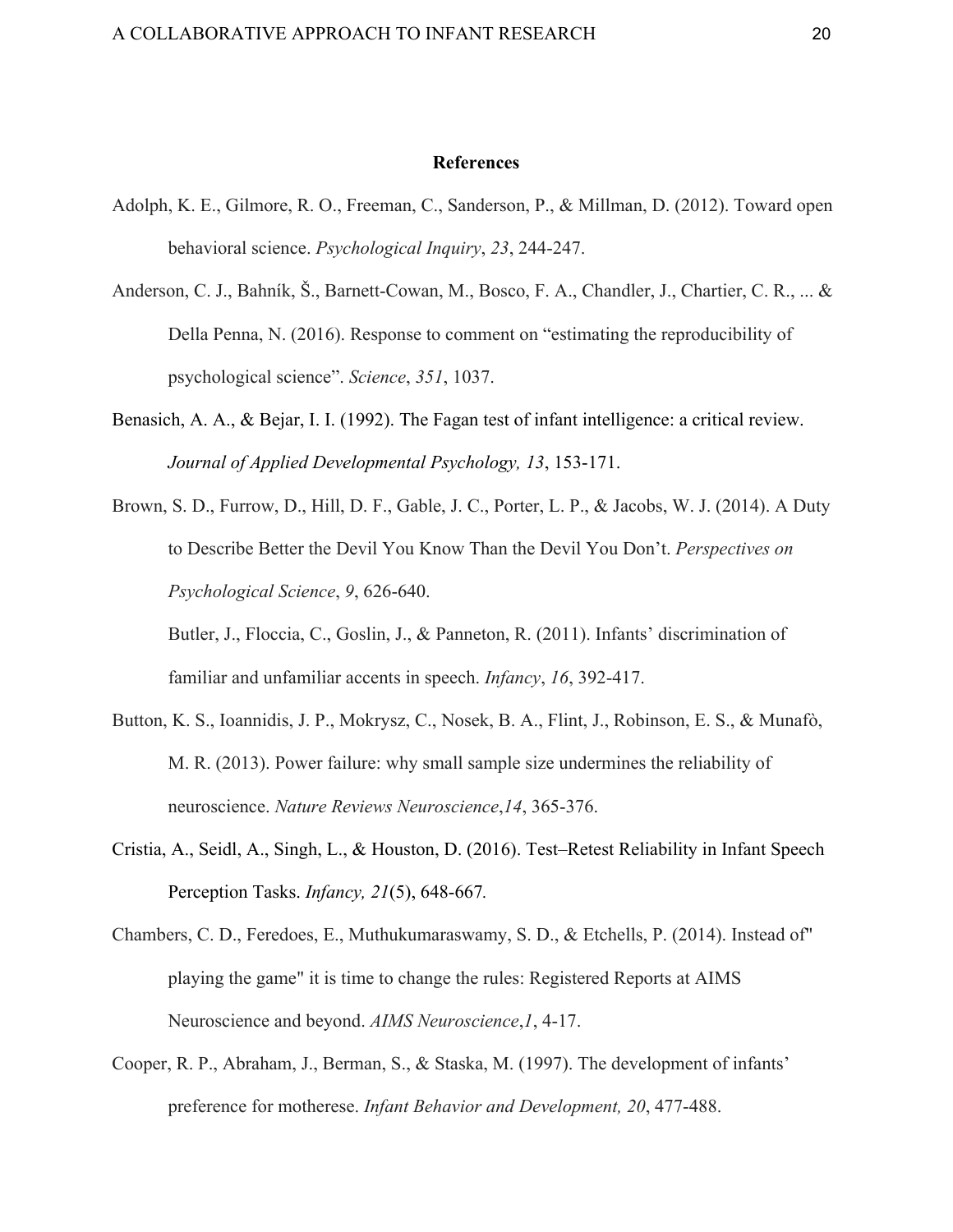## References

Adolph, K. E., Gilmore, R. O., Freeman, C., Sanderson, P., & Millman, D. (2012). Toward open behavioral science. *Psychological Inquiry*, *23*, 244-247.

Anderson, C. J., Bahník, Š., Barnett-Cowan, M., Bosco, F. A., Chandler, J., Chartier, C. R., ... & Della Penna, N. (2016). Response to comment on "estimating the reproducibility of psychological science". *Science*, *351*, 1037.

Benasich, A. A., & Bejar, I. I. (1992). The Fagan test of infant intelligence: a critical review. *Journal of Applied Developmental Psychology, 13*, 153-171.

Brown, S. D., Furrow, D., Hill, D. F., Gable, J. C., Porter, L. P., & Jacobs, W. J. (2014). A Duty to Describe Better the Devil You Know Than the Devil You Don't. *Perspectives on Psychological Science*, *9*, 626-640.

Butler, J., Floccia, C., Goslin, J., & Panneton, R. (2011). Infants' discrimination of familiar and unfamiliar accents in speech. *Infancy*, *16*, 392-417.

Button, K. S., Ioannidis, J. P., Mokrysz, C., Nosek, B. A., Flint, J., Robinson, E. S., & Munafò, M. R. (2013). Power failure: why small sample size undermines the reliability of neuroscience. *Nature Reviews Neuroscience*,*14*, 365-376.

Cristia, A., Seidl, A., Singh, L., & Houston, D. (2016). Test–Retest Reliability in Infant Speech Perception Tasks. *Infancy, 21*(5), 648-667.

Chambers, C. D., Feredoes, E., Muthukumaraswamy, S. D., & Etchells, P. (2014). Instead of" playing the game" it is time to change the rules: Registered Reports at AIMS Neuroscience and beyond. *AIMS Neuroscience*,*1*, 4-17.

Cooper, R. P., Abraham, J., Berman, S., & Staska, M. (1997). The development of infants' preference for motherese. *Infant Behavior and Development, 20*, 477-488.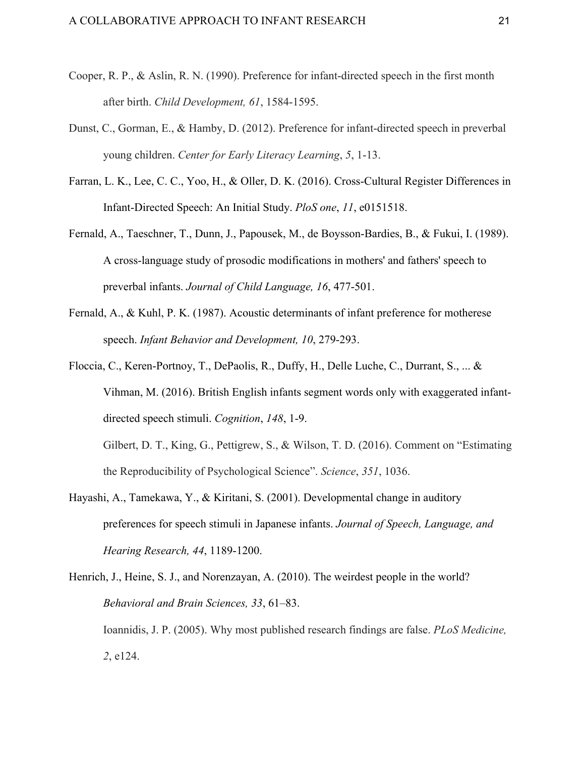Cooper, R. P., & Aslin, R. N. (1990). Preference for infant-directed speech in the first month after birth. *Child Development, 61*, 1584-1595.

Dunst, C., Gorman, E., & Hamby, D. (2012). Preference for infant-directed speech in preverbal young children. *Center for Early Literacy Learning*, *5*, 1-13.

Farran, L. K., Lee, C. C., Yoo, H., & Oller, D. K. (2016). Cross-Cultural Register Differences in Infant-Directed Speech: An Initial Study. *PloS one*, *11*, e0151518.

Fernald, A., Taeschner, T., Dunn, J., Papousek, M., de Boysson-Bardies, B., & Fukui, I. (1989). A cross-language study of prosodic modifications in mothers' and fathers' speech to preverbal infants. *Journal of Child Language, 16*, 477-501.

Fernald, A., & Kuhl, P. K. (1987). Acoustic determinants of infant preference for motherese speech. *Infant Behavior and Development, 10*, 279-293.

Floccia, C., Keren-Portnoy, T., DePaolis, R., Duffy, H., Delle Luche, C., Durrant, S., ... & Vihman, M. (2016). British English infants segment words only with exaggerated infant-directed speech stimuli. *Cognition*, *148*, 1-9.

Gilbert, D. T., King, G., Pettigrew, S., & Wilson, T. D. (2016). Comment on "Estimating the Reproducibility of Psychological Science". *Science*, *351*, 1036.

Hayashi, A., Tamekawa, Y., & Kiritani, S. (2001). Developmental change in auditory preferences for speech stimuli in Japanese infants. *Journal of Speech, Language, and Hearing Research, 44*, 1189-1200.

Henrich, J., Heine, S. J., and Norenzayan, A. (2010). The weirdest people in the world? *Behavioral and Brain Sciences, 33*, 61–83.

Ioannidis, J. P. (2005). Why most published research findings are false. *PLoS Medicine, 2*, e124.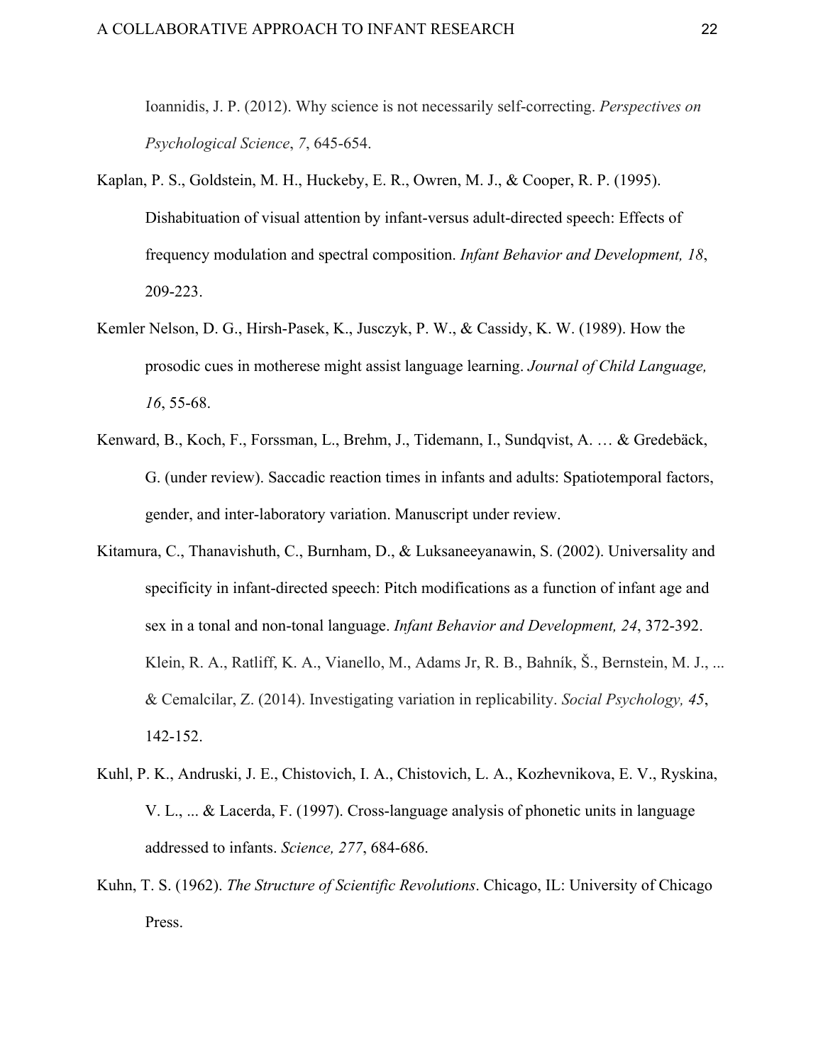Ioannidis, J. P. (2012). Why science is not necessarily self-correcting. *Perspectives on Psychological Science*, *7*, 645-654.

Kaplan, P. S., Goldstein, M. H., Huckeby, E. R., Owren, M. J., & Cooper, R. P. (1995). Dishabituation of visual attention by infant-versus adult-directed speech: Effects of frequency modulation and spectral composition. *Infant Behavior and Development, 18*, 209-223.

Kemler Nelson, D. G., Hirsh-Pasek, K., Jusczyk, P. W., & Cassidy, K. W. (1989). How the prosodic cues in motherese might assist language learning. *Journal of Child Language, 16*, 55-68.

Kenward, B., Koch, F., Forssman, L., Brehm, J., Tidemann, I., Sundqvist, A. … & Gredebäck, G. (under review). Saccadic reaction times in infants and adults: Spatiotemporal factors, gender, and inter-laboratory variation. Manuscript under review.

Kitamura, C., Thanavishuth, C., Burnham, D., & Luksaneeyanawin, S. (2002). Universality and specificity in infant-directed speech: Pitch modifications as a function of infant age and sex in a tonal and non-tonal language. *Infant Behavior and Development, 24*, 372-392.

Klein, R. A., Ratliff, K. A., Vianello, M., Adams Jr, R. B., Bahník, Š., Bernstein, M. J., ... & Cemalcilar, Z. (2014). Investigating variation in replicability. *Social Psychology, 45*, 142-152.

Kuhl, P. K., Andruski, J. E., Chistovich, I. A., Chistovich, L. A., Kozhevnikova, E. V., Ryskina, V. L., ... & Lacerda, F. (1997). Cross-language analysis of phonetic units in language addressed to infants. *Science, 277*, 684-686.

Kuhn, T. S. (1962). *The Structure of Scientific Revolutions*. Chicago, IL: University of Chicago Press.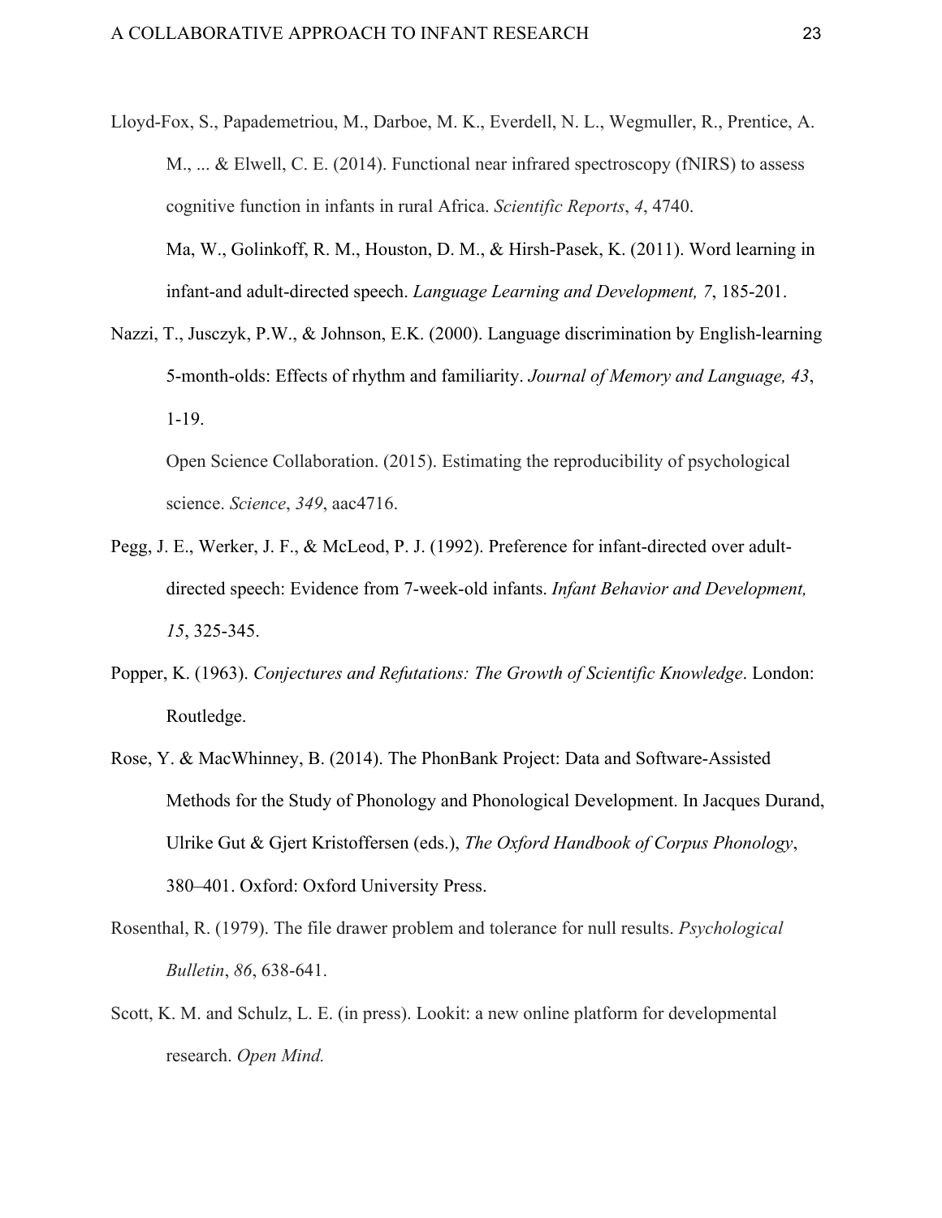Lloyd-Fox, S., Papademetriou, M., Darboe, M. K., Everdell, N. L., Wegmuller, R., Prentice, A. M., ... & Elwell, C. E. (2014). Functional near infrared spectroscopy (fNIRS) to assess cognitive function in infants in rural Africa. *Scientific Reports*, *4*, 4740.

Ma, W., Golinkoff, R. M., Houston, D. M., & Hirsh-Pasek, K. (2011). Word learning in infant-and adult-directed speech. *Language Learning and Development, 7*, 185-201.

Nazzi, T., Jusczyk, P.W., & Johnson, E.K. (2000). Language discrimination by English-learning 5-month-olds: Effects of rhythm and familiarity. *Journal of Memory and Language, 43*, 1-19.

Open Science Collaboration. (2015). Estimating the reproducibility of psychological science. *Science*, *349*, aac4716.

Pegg, J. E., Werker, J. F., & McLeod, P. J. (1992). Preference for infant-directed over adult-directed speech: Evidence from 7-week-old infants. *Infant Behavior and Development, 15*, 325-345.

Popper, K. (1963). *Conjectures and Refutations: The Growth of Scientific Knowledge*. London: Routledge.

Rose, Y. & MacWhinney, B. (2014). The PhonBank Project: Data and Software-Assisted Methods for the Study of Phonology and Phonological Development. In Jacques Durand, Ulrike Gut & Gjert Kristoffersen (eds.), *The Oxford Handbook of Corpus Phonology*, 380–401. Oxford: Oxford University Press.

Rosenthal, R. (1979). The file drawer problem and tolerance for null results. *Psychological Bulletin*, *86*, 638-641.

Scott, K. M. and Schulz, L. E. (in press). Lookit: a new online platform for developmental research. *Open Mind.*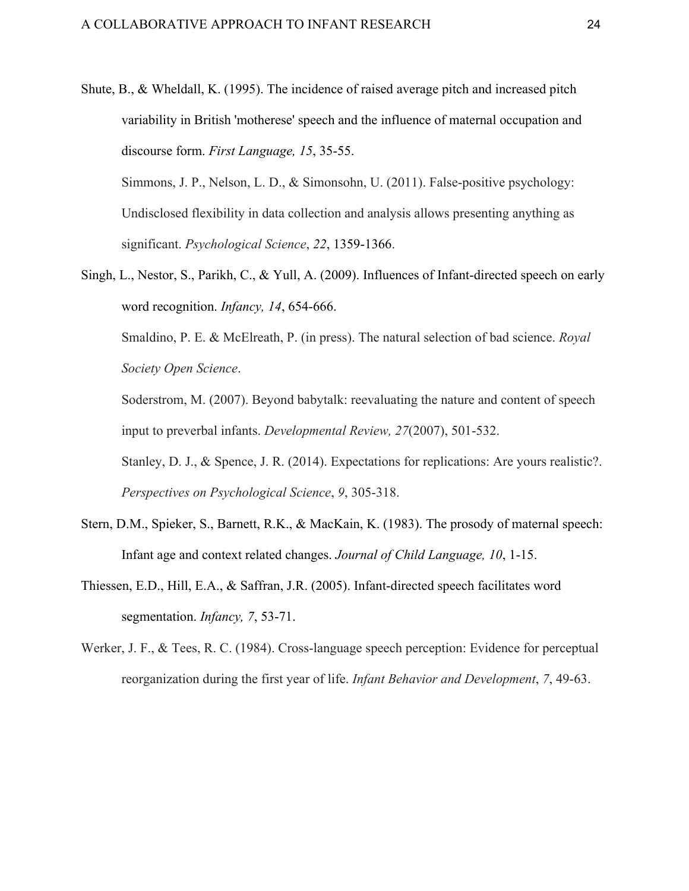Shute, B., & Wheldall, K. (1995). The incidence of raised average pitch and increased pitch variability in British 'motherese' speech and the influence of maternal occupation and discourse form. *First Language, 15*, 35-55.

Simmons, J. P., Nelson, L. D., & Simonsohn, U. (2011). False-positive psychology: Undisclosed flexibility in data collection and analysis allows presenting anything as significant. *Psychological Science*, *22*, 1359-1366.

Singh, L., Nestor, S., Parikh, C., & Yull, A. (2009). Influences of Infant-directed speech on early word recognition. *Infancy, 14*, 654-666.

Smaldino, P. E. & McElreath, P. (in press). The natural selection of bad science. *Royal Society Open Science*.

Soderstrom, M. (2007). Beyond babytalk: reevaluating the nature and content of speech input to preverbal infants. *Developmental Review, 27*(2007), 501-532.

Stanley, D. J., & Spence, J. R. (2014). Expectations for replications: Are yours realistic?. *Perspectives on Psychological Science*, *9*, 305-318.

Stern, D.M., Spieker, S., Barnett, R.K., & MacKain, K. (1983). The prosody of maternal speech: Infant age and context related changes. *Journal of Child Language, 10*, 1-15.

Thiessen, E.D., Hill, E.A., & Saffran, J.R. (2005). Infant-directed speech facilitates word segmentation. *Infancy, 7*, 53-71.

Werker, J. F., & Tees, R. C. (1984). Cross-language speech perception: Evidence for perceptual reorganization during the first year of life. *Infant Behavior and Development*, *7*, 49-63.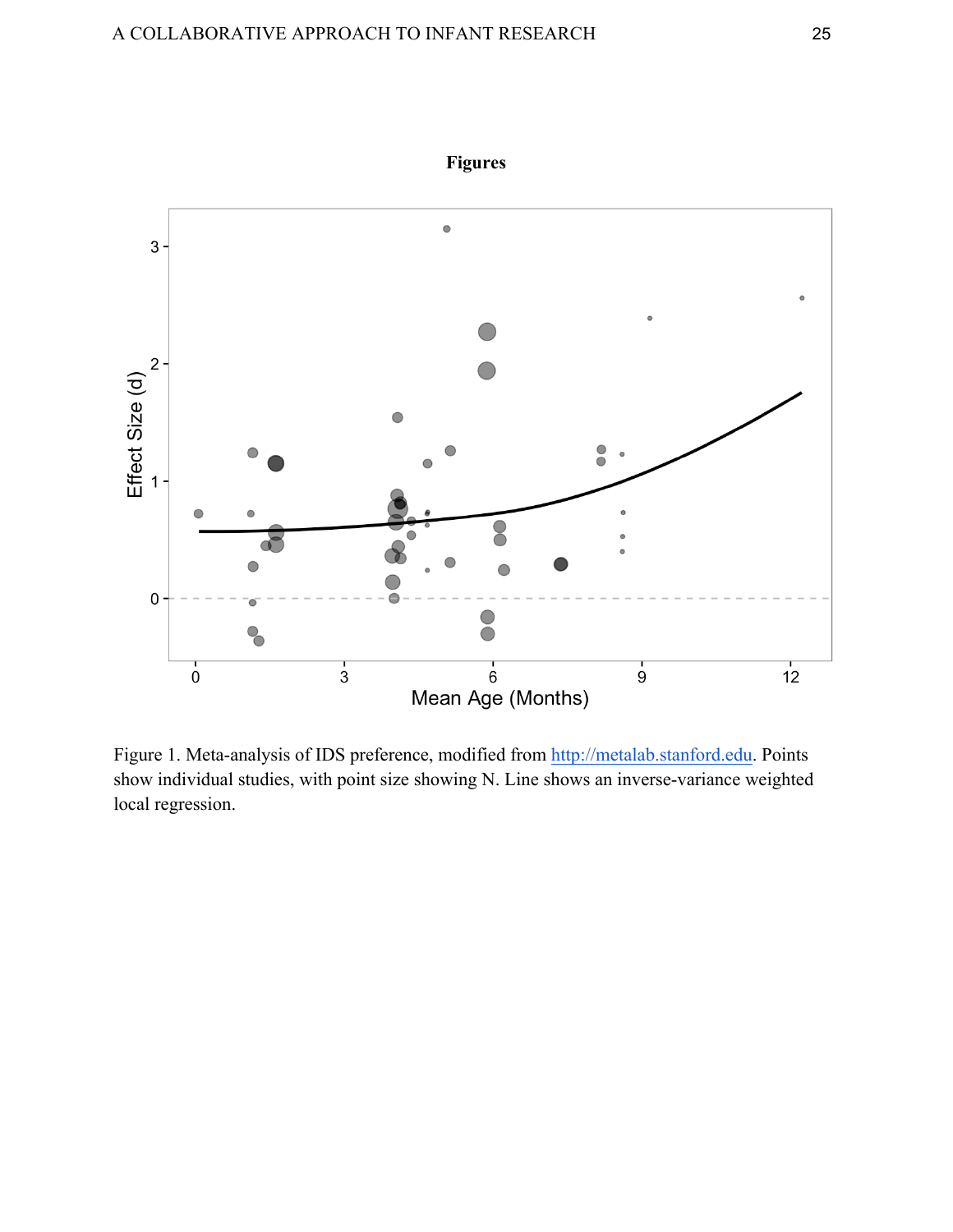**Figures**

Figure 1. Meta-analysis of IDS preference, modified from http://metalab.stanford.edu. Points show individual studies, with point size showing N. Line shows an inverse-variance weighted local regression.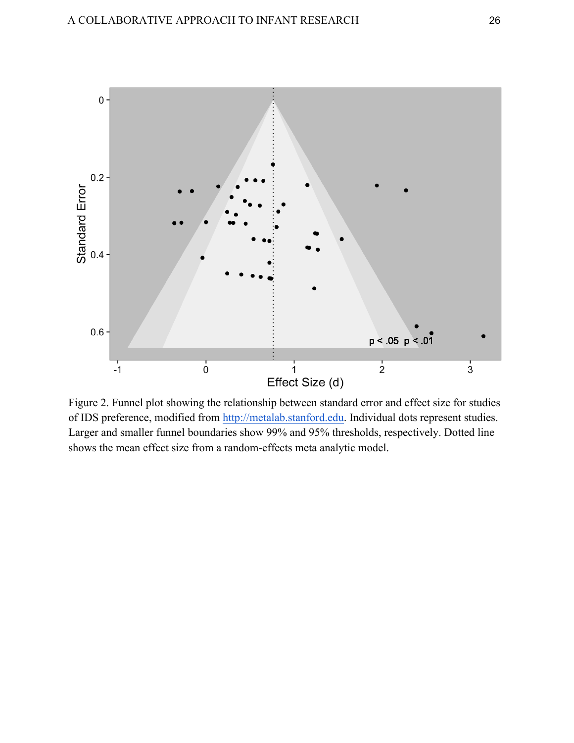Standard Error

0

0.2

0.4

0.6

-1

0

1

2

3

Effect Size (d)

p < .05 p < .01

Figure 2. Funnel plot showing the relationship between standard error and effect size for studies of IDS preference, modified from http://metalab.stanford.edu. Individual dots represent studies. Larger and smaller funnel boundaries show 99% and 95% thresholds, respectively. Dotted line shows the mean effect size from a random-effects meta analytic model.